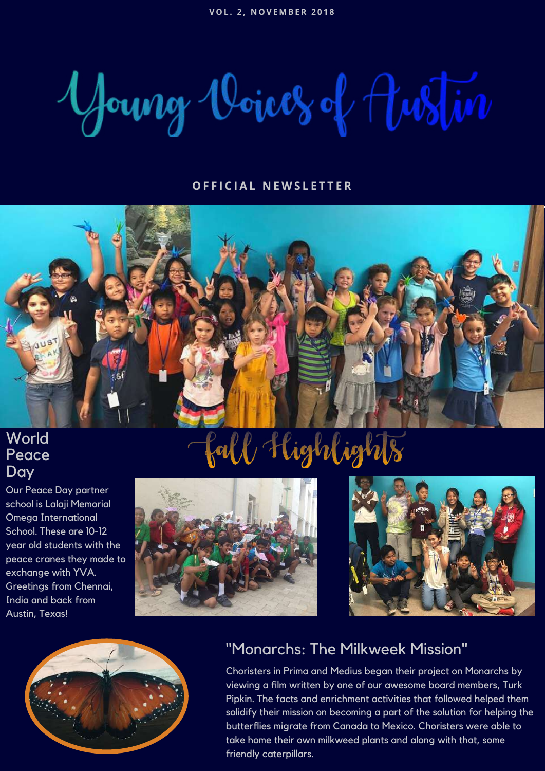VOL. 2, NOVEMBER 2018

# Young Voices of Austin

OFFICIAL NEWSLETTER

## Fall Highlights

### World Peace Day

Our Peace Day partner school is Lalaji Memorial Omega International School. These are 10-12 year old students with the peace cranes they made to exchange with YVA. Greetings from Chennai, India and back from Austin, Texas!

### "Monarchs: The Milkweek Mission"

Choristers in Prima and Medius began their project on Monarchs by viewing a film written by one of our awesome board members, Turk Pipkin. The facts and enrichment activities that followed helped them solidify their mission on becoming a part of the solution for helping the butterflies migrate from Canada to Mexico. Choristers were able to take home their own milkweed plants and along with that, some friendly caterpillars.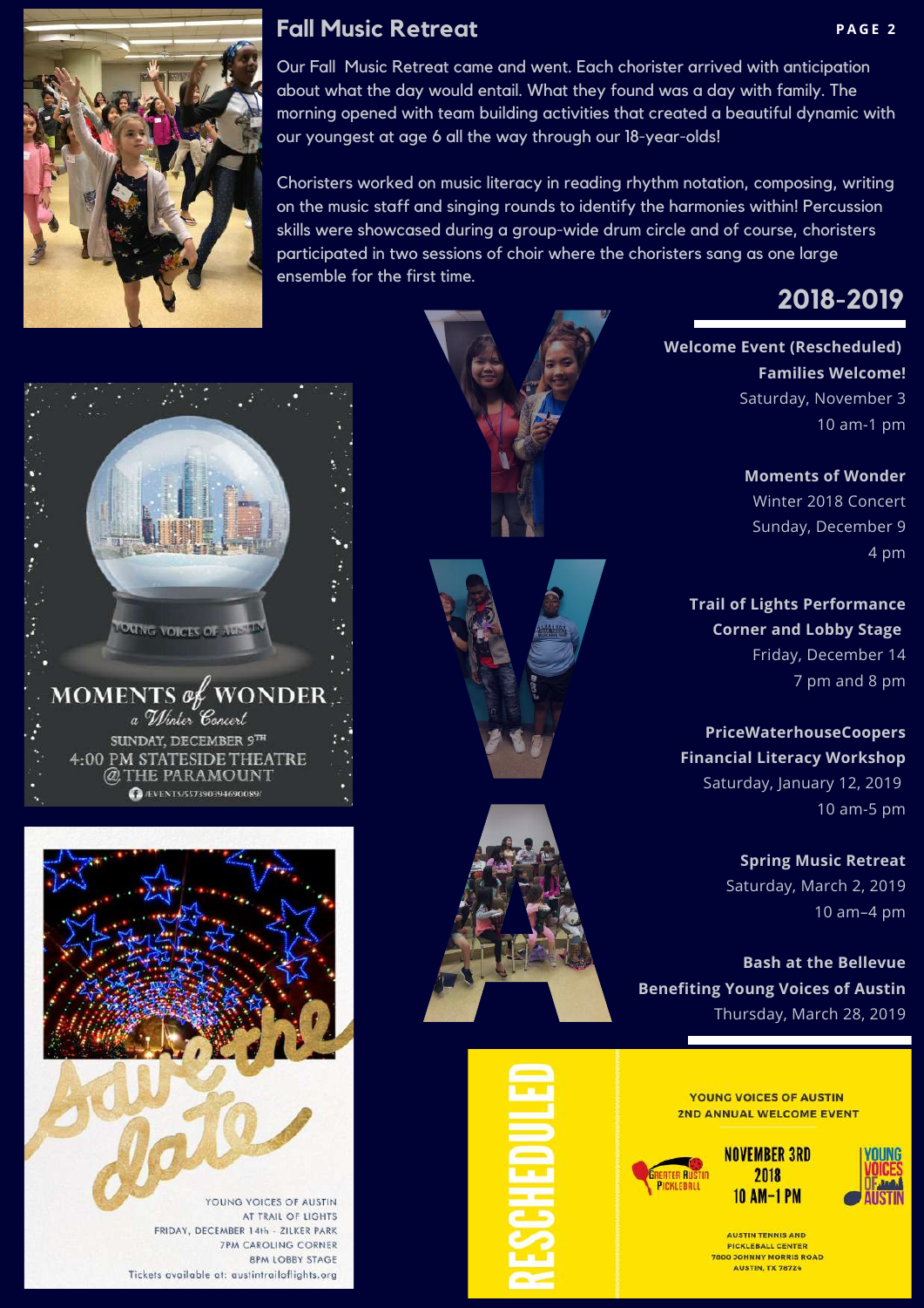## Fall Music Retreat

Our Fall Music Retreat came and went. Each chorister arrived with anticipation about what the day would entail. What they found was a day with family. The morning opened with team building activities that created a beautiful dynamic with our youngest at age 6 all the way through our 18-year-olds!

Choristers worked on music literacy in reading rhythm notation, composing, writing on the music staff and singing rounds to identify the harmonies within! Percussion skills were showcased during a group-wide drum circle and of course, choristers participated in two sessions of choir where the choristers sang as one large ensemble for the first time.

## 2018-2019

**Welcome Event (Rescheduled)**
**Families Welcome!**
Saturday, November 3
10 am-1 pm

**Moments of Wonder**
Winter 2018 Concert
Sunday, December 9
4 pm

**Trail of Lights Performance**
**Corner and Lobby Stage**
Friday, December 14
7 pm and 8 pm

**PriceWaterhouseCoopers**
**Financial Literacy Workshop**
Saturday, January 12, 2019
10 am-5 pm

**Spring Music Retreat**
Saturday, March 2, 2019
10 am–4 pm

**Bash at the Bellevue**
**Benefiting Young Voices of Austin**
Thursday, March 28, 2019

YOUNG VOICES OF AUSTIN
MOMENTS of WONDER
a Winter Concert
SUNDAY, DECEMBER 9TH
4:00 PM STATESIDE THEATRE
@ THE PARAMOUNT

Save the date

YOUNG VOICES OF AUSTIN
AT TRAIL OF LIGHTS
FRIDAY, DECEMBER 14th - ZILKER PARK
7PM CAROLING CORNER
8PM LOBBY STAGE
Tickets available at: austintrailoflights.org

RESCHEDULED

YOUNG VOICES OF AUSTIN
2ND ANNUAL WELCOME EVENT

NOVEMBER 3RD
2018
10 AM-1 PM

AUSTIN TENNIS AND
PICKLEBALL CENTER
7800 JOHNNY MORRIS ROAD
AUSTIN, TX 78724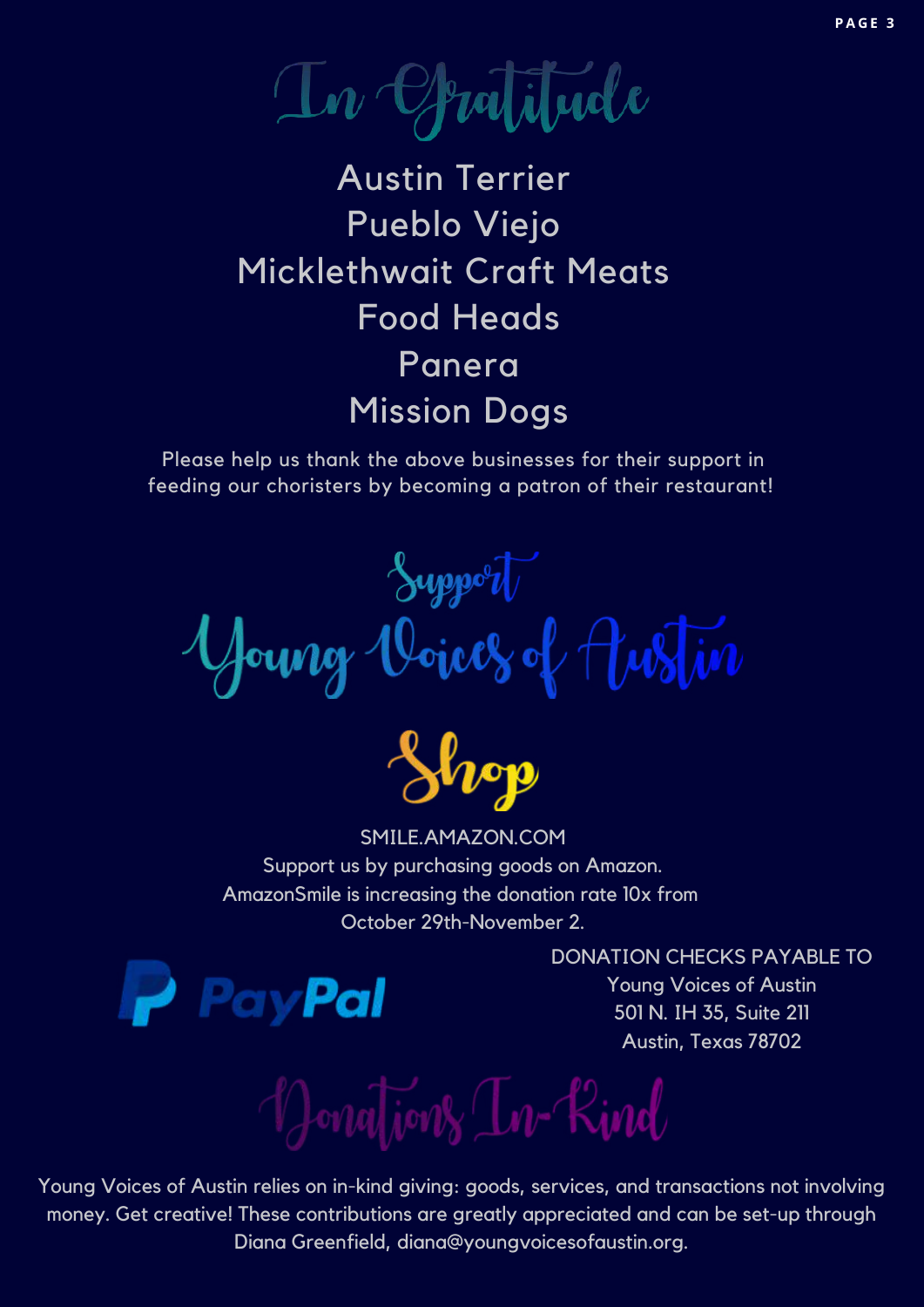# In Gratitude

Austin Terrier
Pueblo Viejo
Micklethwait Craft Meats
Food Heads
Panera
Mission Dogs

Please help us thank the above businesses for their support in feeding our choristers by becoming a patron of their restaurant!

# Support Young Voices of Austin

## Shop

SMILE.AMAZON.COM
Support us by purchasing goods on Amazon.
AmazonSmile is increasing the donation rate 10x from October 29th-November 2.

PayPal

DONATION CHECKS PAYABLE TO
Young Voices of Austin
501 N. IH 35, Suite 211
Austin, Texas 78702

## Donations In-Kind

Young Voices of Austin relies on in-kind giving: goods, services, and transactions not involving money. Get creative! These contributions are greatly appreciated and can be set-up through Diana Greenfield, diana@youngvoicesofaustin.org.